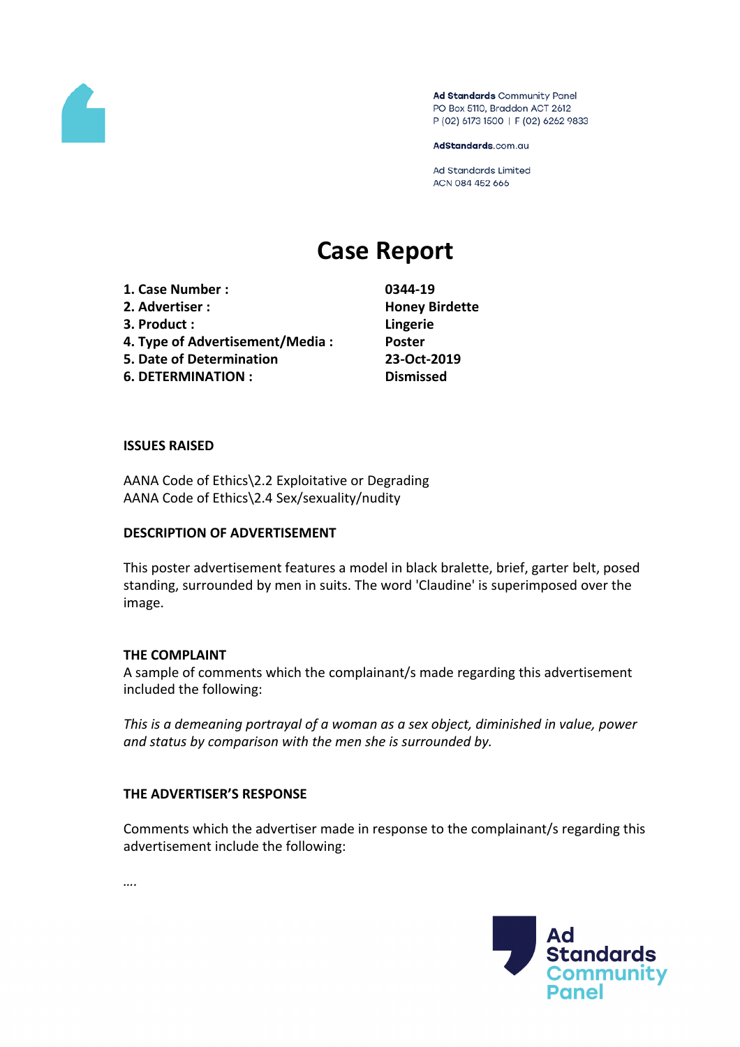Ad Standards Community Panel
PO Box 5110, Braddon ACT 2612
P (02) 6173 1500 | F (02) 6262 9833

AdStandards.com.au

Ad Standards Limited
ACN 084 452 666

# Case Report

| | |
|---|---|
| **1. Case Number :** | **0344-19** |
| **2. Advertiser :** | **Honey Birdette** |
| **3. Product :** | **Lingerie** |
| **4. Type of Advertisement/Media :** | **Poster** |
| **5. Date of Determination** | **23-Oct-2019** |
| **6. DETERMINATION :** | **Dismissed** |

**ISSUES RAISED**

AANA Code of Ethics\2.2 Exploitative or Degrading
AANA Code of Ethics\2.4 Sex/sexuality/nudity

**DESCRIPTION OF ADVERTISEMENT**

This poster advertisement features a model in black bralette, brief, garter belt, posed standing, surrounded by men in suits. The word 'Claudine' is superimposed over the image.

**THE COMPLAINT**

A sample of comments which the complainant/s made regarding this advertisement included the following:

*This is a demeaning portrayal of a woman as a sex object, diminished in value, power and status by comparison with the men she is surrounded by.*

**THE ADVERTISER'S RESPONSE**

Comments which the advertiser made in response to the complainant/s regarding this advertisement include the following:

….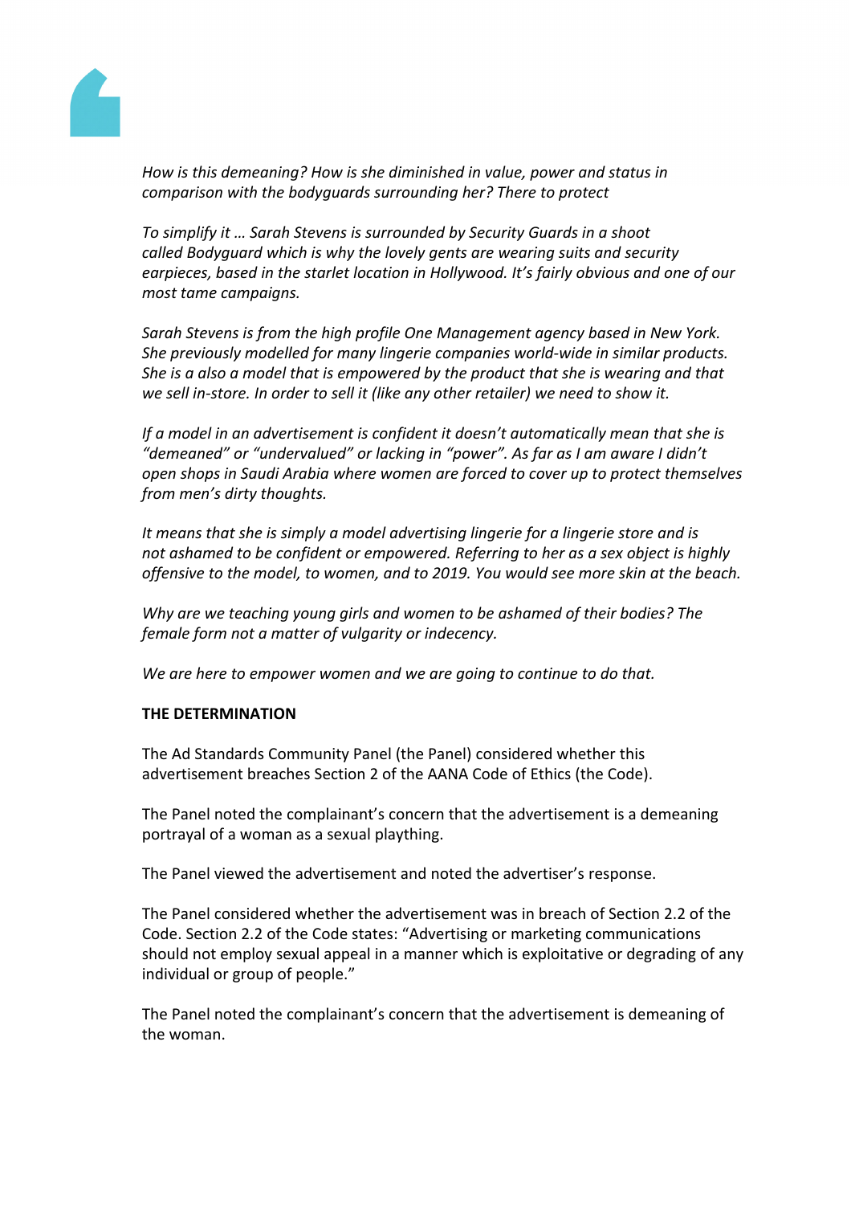*How is this demeaning? How is she diminished in value, power and status in comparison with the bodyguards surrounding her? There to protect*

*To simplify it … Sarah Stevens is surrounded by Security Guards in a shoot called Bodyguard which is why the lovely gents are wearing suits and security earpieces, based in the starlet location in Hollywood. It's fairly obvious and one of our most tame campaigns.*

*Sarah Stevens is from the high profile One Management agency based in New York. She previously modelled for many lingerie companies world-wide in similar products. She is a also a model that is empowered by the product that she is wearing and that we sell in-store. In order to sell it (like any other retailer) we need to show it.*

*If a model in an advertisement is confident it doesn't automatically mean that she is "demeaned" or "undervalued" or lacking in "power". As far as I am aware I didn't open shops in Saudi Arabia where women are forced to cover up to protect themselves from men's dirty thoughts.*

*It means that she is simply a model advertising lingerie for a lingerie store and is not ashamed to be confident or empowered. Referring to her as a sex object is highly offensive to the model, to women, and to 2019. You would see more skin at the beach.*

*Why are we teaching young girls and women to be ashamed of their bodies? The female form not a matter of vulgarity or indecency.*

*We are here to empower women and we are going to continue to do that.*

**THE DETERMINATION**

The Ad Standards Community Panel (the Panel) considered whether this advertisement breaches Section 2 of the AANA Code of Ethics (the Code).

The Panel noted the complainant's concern that the advertisement is a demeaning portrayal of a woman as a sexual plaything.

The Panel viewed the advertisement and noted the advertiser's response.

The Panel considered whether the advertisement was in breach of Section 2.2 of the Code. Section 2.2 of the Code states: "Advertising or marketing communications should not employ sexual appeal in a manner which is exploitative or degrading of any individual or group of people."

The Panel noted the complainant's concern that the advertisement is demeaning of the woman.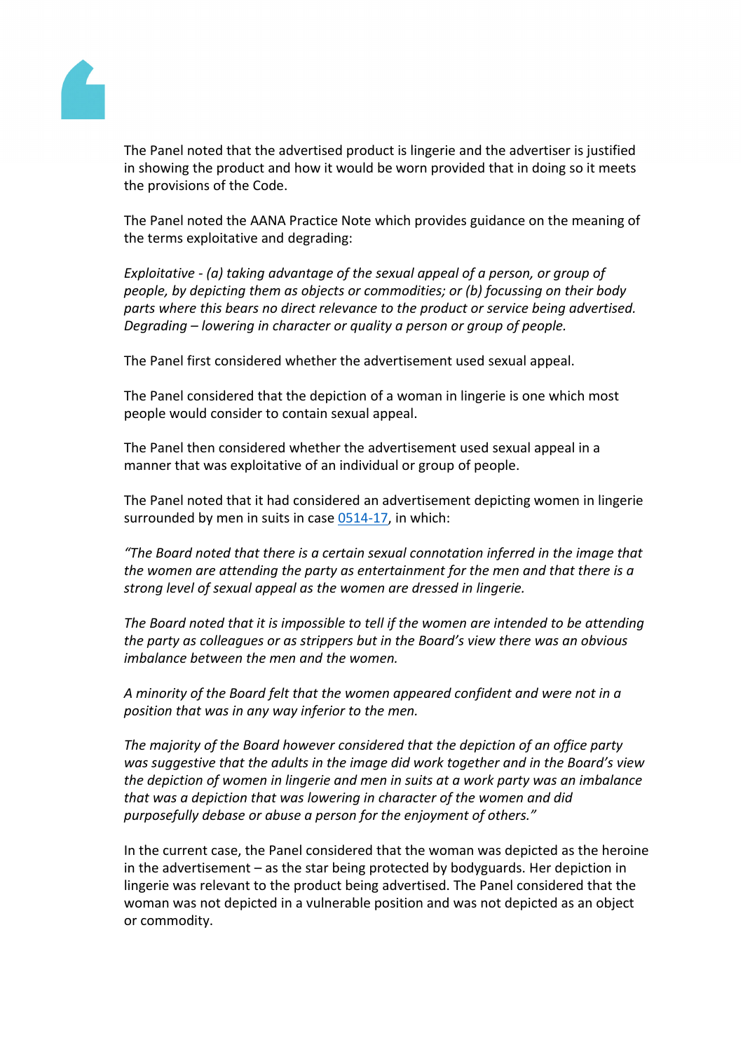The Panel noted that the advertised product is lingerie and the advertiser is justified in showing the product and how it would be worn provided that in doing so it meets the provisions of the Code.

The Panel noted the AANA Practice Note which provides guidance on the meaning of the terms exploitative and degrading:

*Exploitative - (a) taking advantage of the sexual appeal of a person, or group of people, by depicting them as objects or commodities; or (b) focussing on their body parts where this bears no direct relevance to the product or service being advertised. Degrading – lowering in character or quality a person or group of people.*

The Panel first considered whether the advertisement used sexual appeal.

The Panel considered that the depiction of a woman in lingerie is one which most people would consider to contain sexual appeal.

The Panel then considered whether the advertisement used sexual appeal in a manner that was exploitative of an individual or group of people.

The Panel noted that it had considered an advertisement depicting women in lingerie surrounded by men in suits in case 0514-17, in which:

*"The Board noted that there is a certain sexual connotation inferred in the image that the women are attending the party as entertainment for the men and that there is a strong level of sexual appeal as the women are dressed in lingerie.*

*The Board noted that it is impossible to tell if the women are intended to be attending the party as colleagues or as strippers but in the Board's view there was an obvious imbalance between the men and the women.*

*A minority of the Board felt that the women appeared confident and were not in a position that was in any way inferior to the men.*

*The majority of the Board however considered that the depiction of an office party was suggestive that the adults in the image did work together and in the Board's view the depiction of women in lingerie and men in suits at a work party was an imbalance that was a depiction that was lowering in character of the women and did purposefully debase or abuse a person for the enjoyment of others."*

In the current case, the Panel considered that the woman was depicted as the heroine in the advertisement – as the star being protected by bodyguards. Her depiction in lingerie was relevant to the product being advertised. The Panel considered that the woman was not depicted in a vulnerable position and was not depicted as an object or commodity.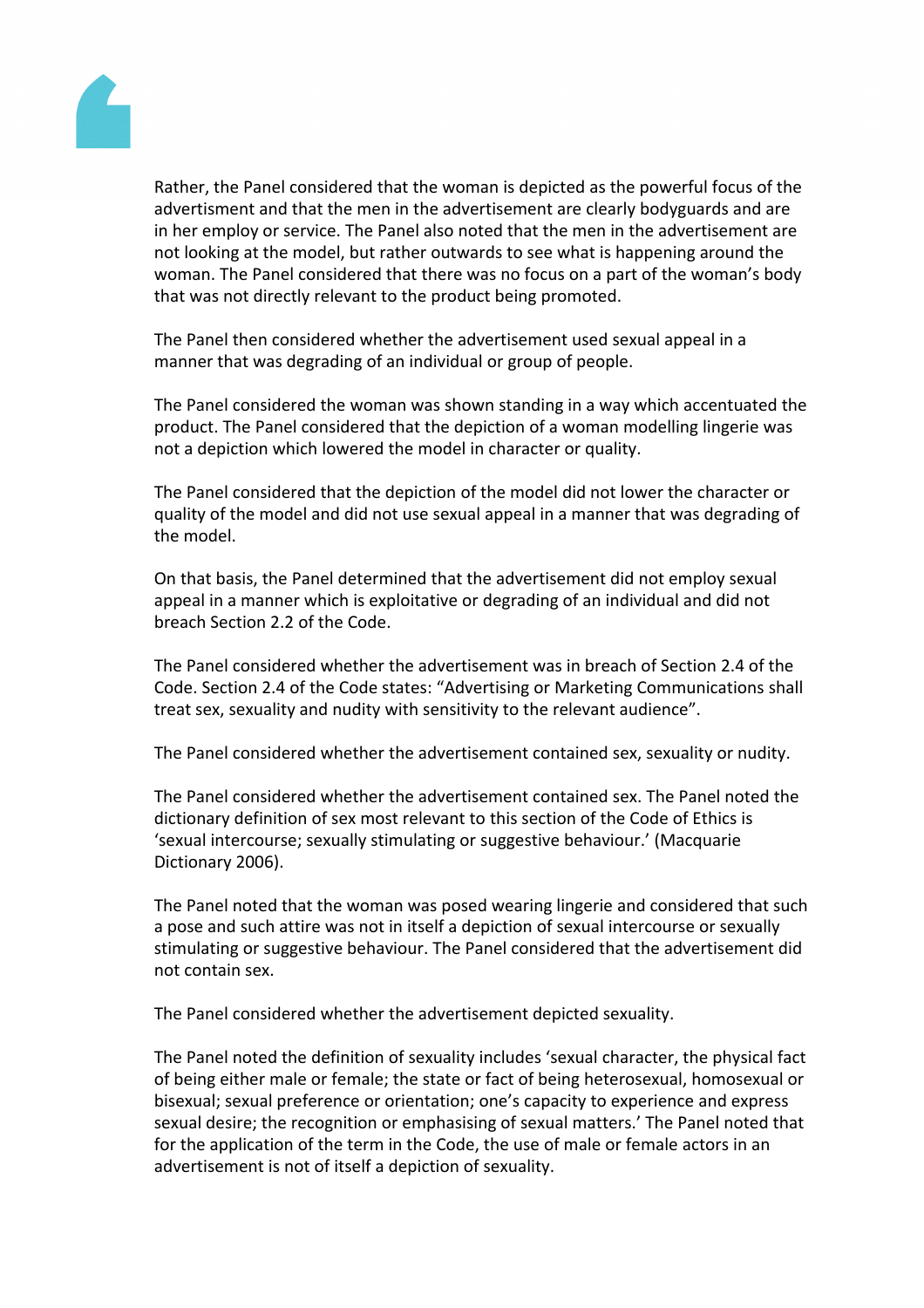Rather, the Panel considered that the woman is depicted as the powerful focus of the advertisment and that the men in the advertisement are clearly bodyguards and are in her employ or service. The Panel also noted that the men in the advertisement are not looking at the model, but rather outwards to see what is happening around the woman. The Panel considered that there was no focus on a part of the woman's body that was not directly relevant to the product being promoted.

The Panel then considered whether the advertisement used sexual appeal in a manner that was degrading of an individual or group of people.

The Panel considered the woman was shown standing in a way which accentuated the product. The Panel considered that the depiction of a woman modelling lingerie was not a depiction which lowered the model in character or quality.

The Panel considered that the depiction of the model did not lower the character or quality of the model and did not use sexual appeal in a manner that was degrading of the model.

On that basis, the Panel determined that the advertisement did not employ sexual appeal in a manner which is exploitative or degrading of an individual and did not breach Section 2.2 of the Code.

The Panel considered whether the advertisement was in breach of Section 2.4 of the Code. Section 2.4 of the Code states: "Advertising or Marketing Communications shall treat sex, sexuality and nudity with sensitivity to the relevant audience".

The Panel considered whether the advertisement contained sex, sexuality or nudity.

The Panel considered whether the advertisement contained sex. The Panel noted the dictionary definition of sex most relevant to this section of the Code of Ethics is 'sexual intercourse; sexually stimulating or suggestive behaviour.' (Macquarie Dictionary 2006).

The Panel noted that the woman was posed wearing lingerie and considered that such a pose and such attire was not in itself a depiction of sexual intercourse or sexually stimulating or suggestive behaviour. The Panel considered that the advertisement did not contain sex.

The Panel considered whether the advertisement depicted sexuality.

The Panel noted the definition of sexuality includes 'sexual character, the physical fact of being either male or female; the state or fact of being heterosexual, homosexual or bisexual; sexual preference or orientation; one's capacity to experience and express sexual desire; the recognition or emphasising of sexual matters.' The Panel noted that for the application of the term in the Code, the use of male or female actors in an advertisement is not of itself a depiction of sexuality.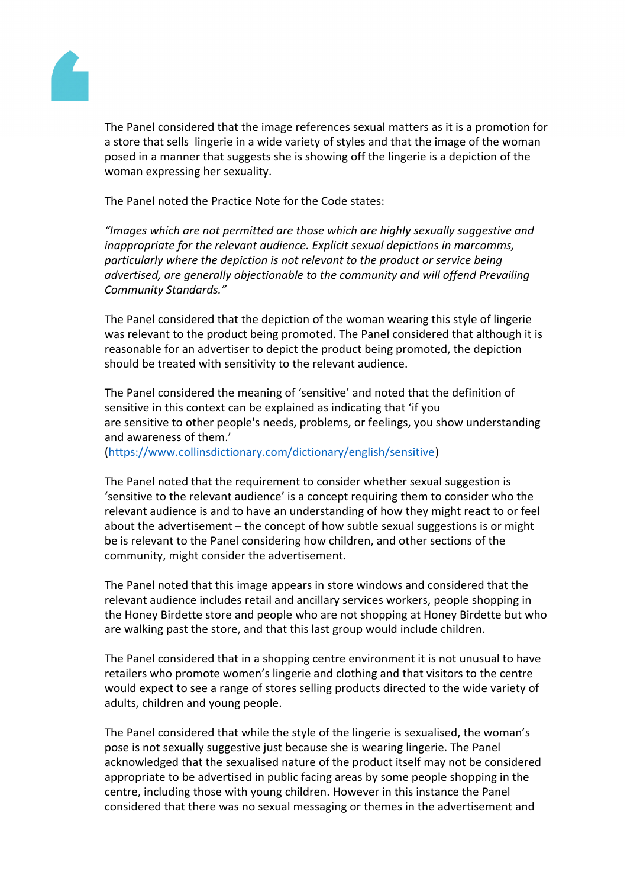The Panel considered that the image references sexual matters as it is a promotion for a store that sells lingerie in a wide variety of styles and that the image of the woman posed in a manner that suggests she is showing off the lingerie is a depiction of the woman expressing her sexuality.

The Panel noted the Practice Note for the Code states:

*"Images which are not permitted are those which are highly sexually suggestive and inappropriate for the relevant audience. Explicit sexual depictions in marcomms, particularly where the depiction is not relevant to the product or service being advertised, are generally objectionable to the community and will offend Prevailing Community Standards."*

The Panel considered that the depiction of the woman wearing this style of lingerie was relevant to the product being promoted. The Panel considered that although it is reasonable for an advertiser to depict the product being promoted, the depiction should be treated with sensitivity to the relevant audience.

The Panel considered the meaning of 'sensitive' and noted that the definition of sensitive in this context can be explained as indicating that 'if you are sensitive to other people's needs, problems, or feelings, you show understanding and awareness of them.'
(https://www.collinsdictionary.com/dictionary/english/sensitive)

The Panel noted that the requirement to consider whether sexual suggestion is 'sensitive to the relevant audience' is a concept requiring them to consider who the relevant audience is and to have an understanding of how they might react to or feel about the advertisement – the concept of how subtle sexual suggestions is or might be is relevant to the Panel considering how children, and other sections of the community, might consider the advertisement.

The Panel noted that this image appears in store windows and considered that the relevant audience includes retail and ancillary services workers, people shopping in the Honey Birdette store and people who are not shopping at Honey Birdette but who are walking past the store, and that this last group would include children.

The Panel considered that in a shopping centre environment it is not unusual to have retailers who promote women's lingerie and clothing and that visitors to the centre would expect to see a range of stores selling products directed to the wide variety of adults, children and young people.

The Panel considered that while the style of the lingerie is sexualised, the woman's pose is not sexually suggestive just because she is wearing lingerie. The Panel acknowledged that the sexualised nature of the product itself may not be considered appropriate to be advertised in public facing areas by some people shopping in the centre, including those with young children. However in this instance the Panel considered that there was no sexual messaging or themes in the advertisement and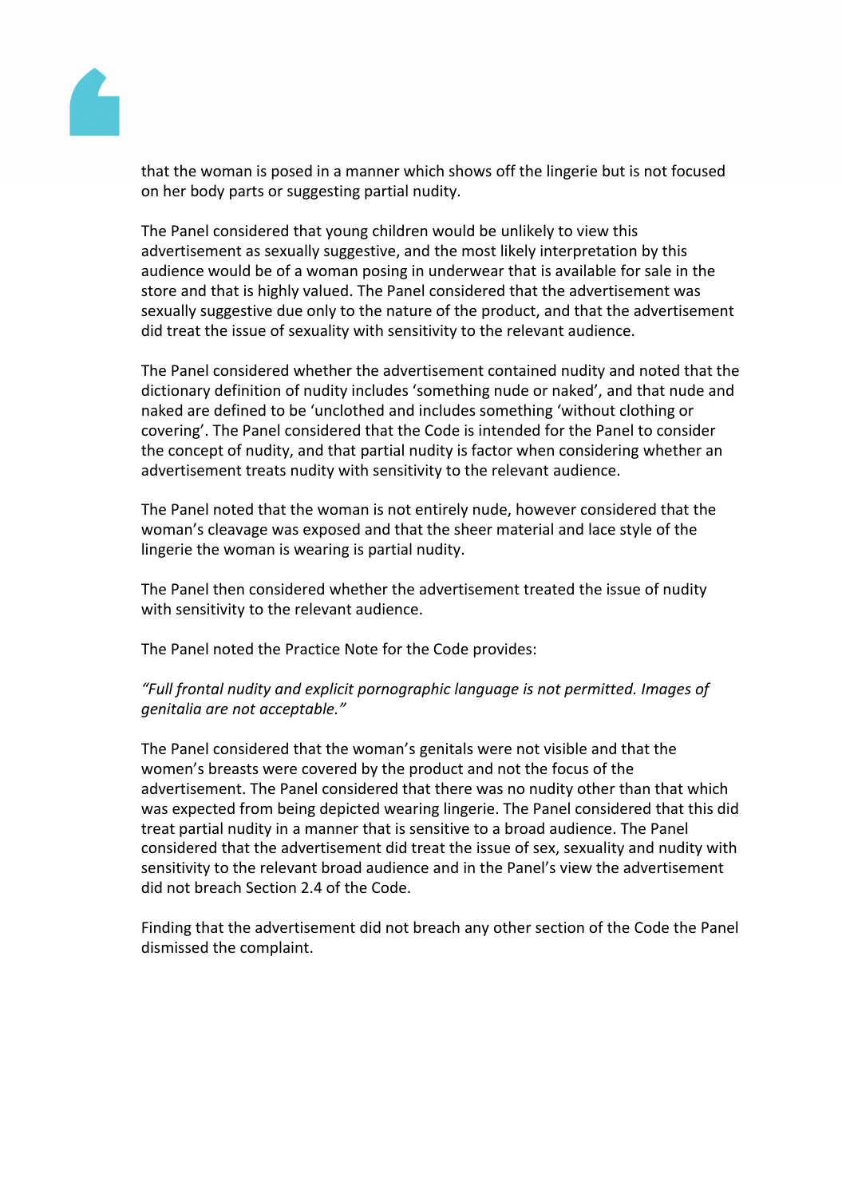that the woman is posed in a manner which shows off the lingerie but is not focused on her body parts or suggesting partial nudity.

The Panel considered that young children would be unlikely to view this advertisement as sexually suggestive, and the most likely interpretation by this audience would be of a woman posing in underwear that is available for sale in the store and that is highly valued. The Panel considered that the advertisement was sexually suggestive due only to the nature of the product, and that the advertisement did treat the issue of sexuality with sensitivity to the relevant audience.

The Panel considered whether the advertisement contained nudity and noted that the dictionary definition of nudity includes 'something nude or naked', and that nude and naked are defined to be 'unclothed and includes something 'without clothing or covering'. The Panel considered that the Code is intended for the Panel to consider the concept of nudity, and that partial nudity is factor when considering whether an advertisement treats nudity with sensitivity to the relevant audience.

The Panel noted that the woman is not entirely nude, however considered that the woman's cleavage was exposed and that the sheer material and lace style of the lingerie the woman is wearing is partial nudity.

The Panel then considered whether the advertisement treated the issue of nudity with sensitivity to the relevant audience.

The Panel noted the Practice Note for the Code provides:

*"Full frontal nudity and explicit pornographic language is not permitted. Images of genitalia are not acceptable."*

The Panel considered that the woman's genitals were not visible and that the women's breasts were covered by the product and not the focus of the advertisement. The Panel considered that there was no nudity other than that which was expected from being depicted wearing lingerie. The Panel considered that this did treat partial nudity in a manner that is sensitive to a broad audience. The Panel considered that the advertisement did treat the issue of sex, sexuality and nudity with sensitivity to the relevant broad audience and in the Panel's view the advertisement did not breach Section 2.4 of the Code.

Finding that the advertisement did not breach any other section of the Code the Panel dismissed the complaint.